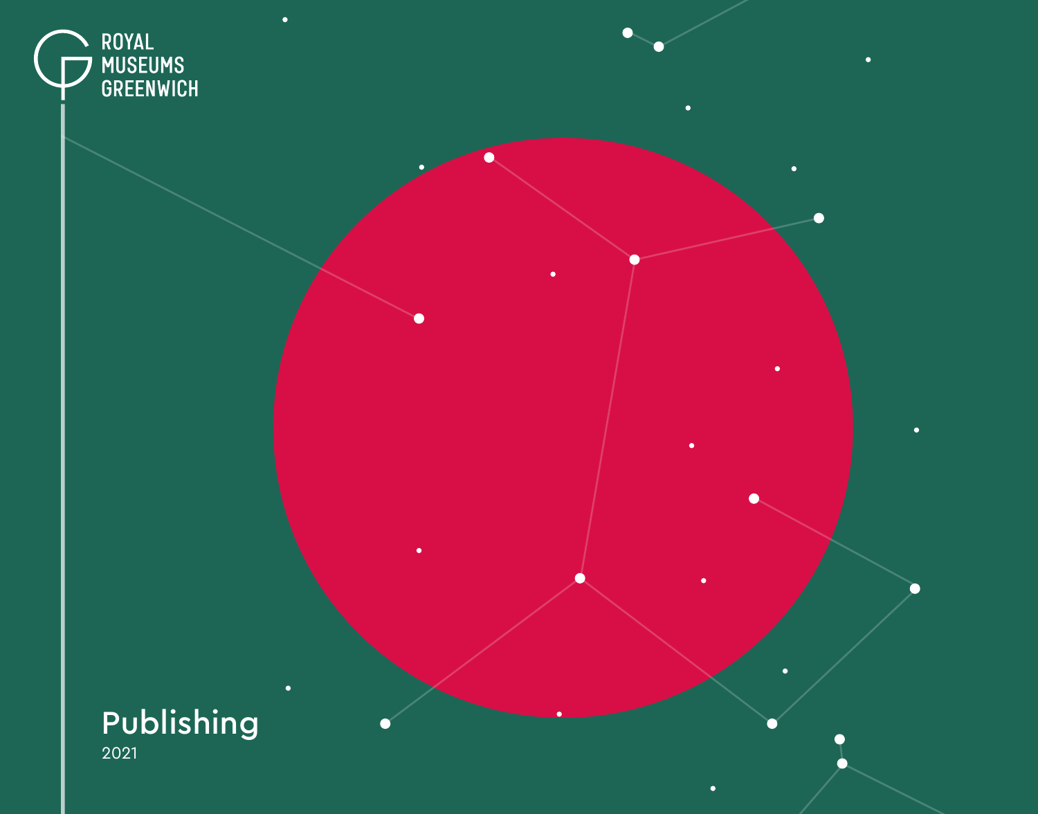ROYAL MUSEUMS GREENWICH

# Publishing

2021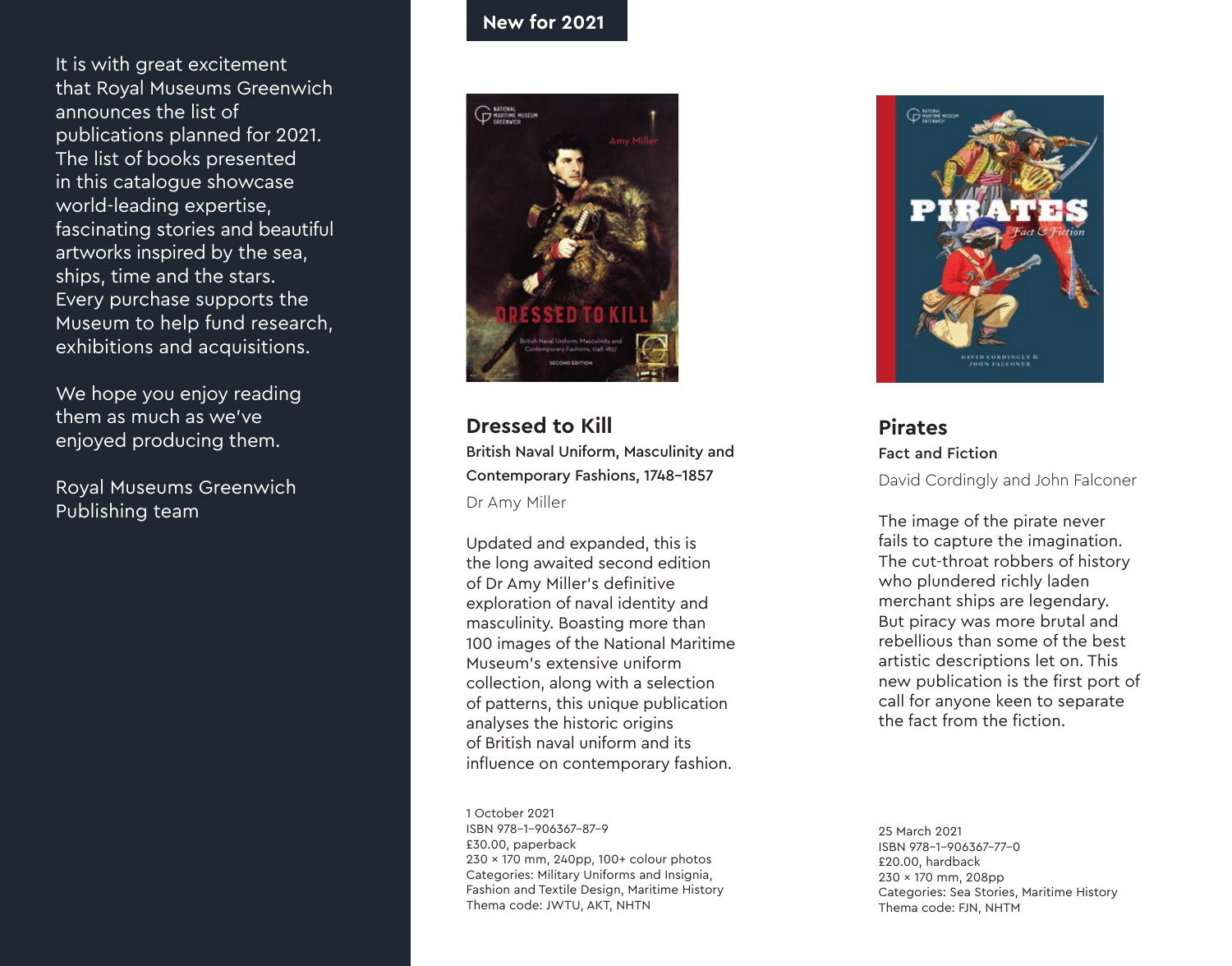It is with great excitement that Royal Museums Greenwich announces the list of publications planned for 2021. The list of books presented in this catalogue showcase world-leading expertise, fascinating stories and beautiful artworks inspired by the sea, ships, time and the stars. Every purchase supports the Museum to help fund research, exhibitions and acquisitions.

We hope you enjoy reading them as much as we've enjoyed producing them.

Royal Museums Greenwich Publishing team

## New for 2021

### Dressed to Kill

**British Naval Uniform, Masculinity and Contemporary Fashions, 1748–1857**

Dr Amy Miller

Updated and expanded, this is the long awaited second edition of Dr Amy Miller's definitive exploration of naval identity and masculinity. Boasting more than 100 images of the National Maritime Museum's extensive uniform collection, along with a selection of patterns, this unique publication analyses the historic origins of British naval uniform and its influence on contemporary fashion.

1 October 2021
ISBN 978–1–906367–87–9
£30.00, paperback
230 × 170 mm, 240pp, 100+ colour photos
Categories: Military Uniforms and Insignia, Fashion and Textile Design, Maritime History
Thema code: JWTU, AKT, NHTN

### Pirates

**Fact and Fiction**

David Cordingly and John Falconer

The image of the pirate never fails to capture the imagination. The cut-throat robbers of history who plundered richly laden merchant ships are legendary. But piracy was more brutal and rebellious than some of the best artistic descriptions let on. This new publication is the first port of call for anyone keen to separate the fact from the fiction.

25 March 2021
ISBN 978–1–906367–77–0
£20.00, hardback
230 × 170 mm, 208pp
Categories: Sea Stories, Maritime History
Thema code: FJN, NHTM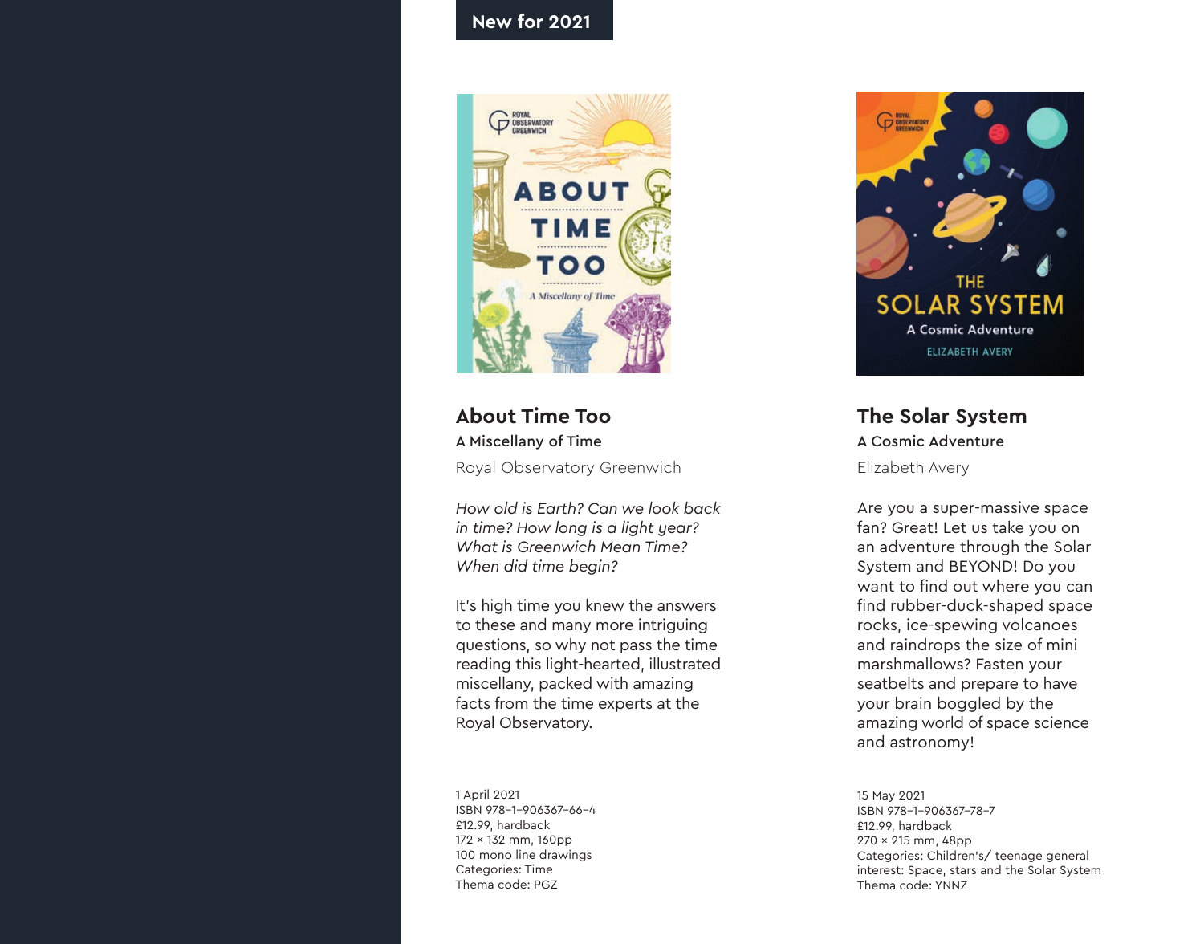New for 2021

## About Time Too

**A Miscellany of Time**

Royal Observatory Greenwich

*How old is Earth? Can we look back in time? How long is a light year? What is Greenwich Mean Time? When did time begin?*

It's high time you knew the answers to these and many more intriguing questions, so why not pass the time reading this light-hearted, illustrated miscellany, packed with amazing facts from the time experts at the Royal Observatory.

1 April 2021
ISBN 978–1–906367–66–4
£12.99, hardback
172 × 132 mm, 160pp
100 mono line drawings
Categories: Time
Thema code: PGZ

## The Solar System

**A Cosmic Adventure**

Elizabeth Avery

Are you a super-massive space fan? Great! Let us take you on an adventure through the Solar System and BEYOND! Do you want to find out where you can find rubber-duck-shaped space rocks, ice-spewing volcanoes and raindrops the size of mini marshmallows? Fasten your seatbelts and prepare to have your brain boggled by the amazing world of space science and astronomy!

15 May 2021
ISBN 978–1–906367–78–7
£12.99, hardback
270 × 215 mm, 48pp
Categories: Children's/ teenage general interest: Space, stars and the Solar System
Thema code: YNNZ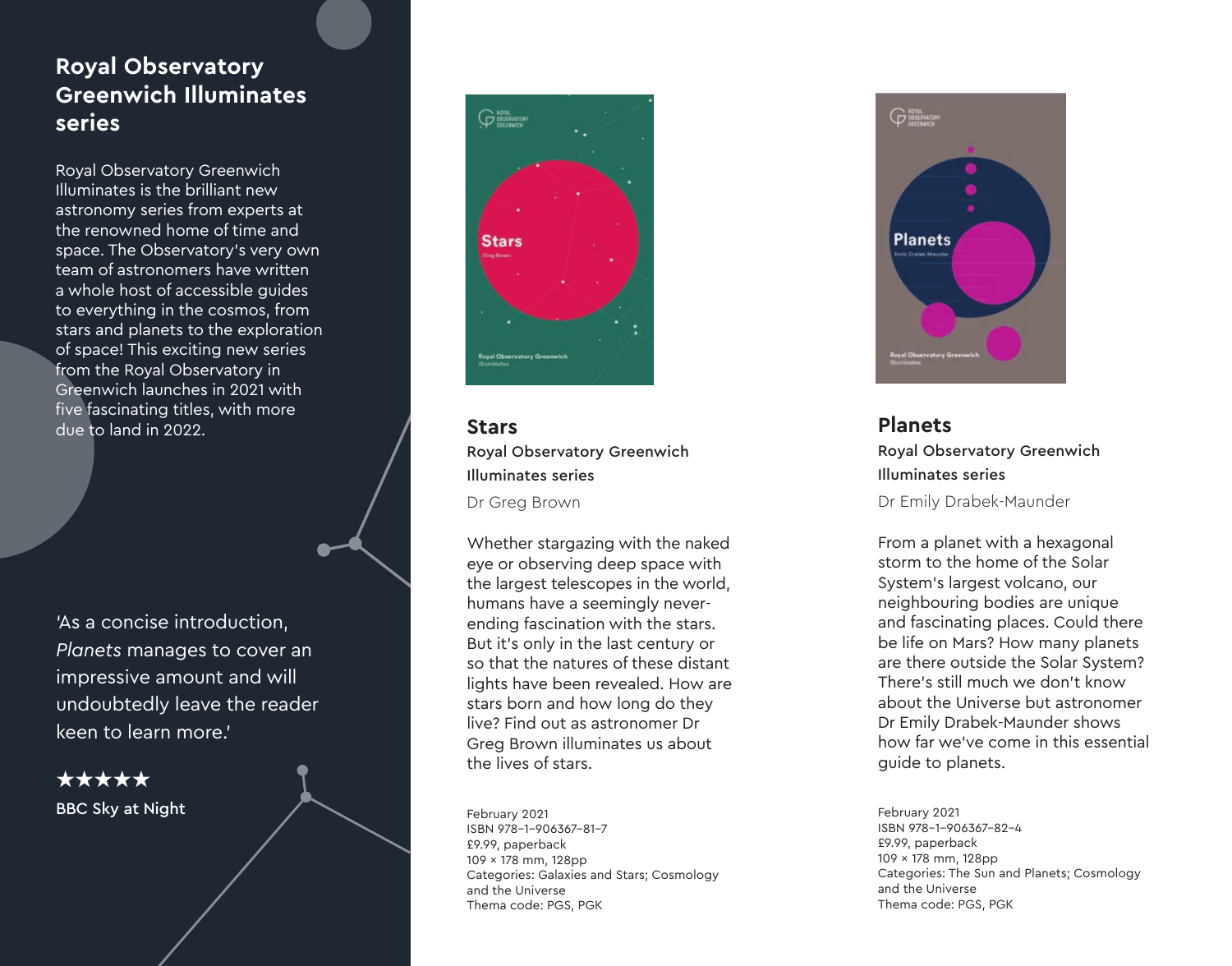## Royal Observatory Greenwich Illuminates series

Royal Observatory Greenwich Illuminates is the brilliant new astronomy series from experts at the renowned home of time and space. The Observatory's very own team of astronomers have written a whole host of accessible guides to everything in the cosmos, from stars and planets to the exploration of space! This exciting new series from the Royal Observatory in Greenwich launches in 2021 with five fascinating titles, with more due to land in 2022.

'As a concise introduction, *Planets* manages to cover an impressive amount and will undoubtedly leave the reader keen to learn more.'

★★★★★

**BBC Sky at Night**

### Stars

**Royal Observatory Greenwich Illuminates series**

Dr Greg Brown

Whether stargazing with the naked eye or observing deep space with the largest telescopes in the world, humans have a seemingly never-ending fascination with the stars. But it's only in the last century or so that the natures of these distant lights have been revealed. How are stars born and how long do they live? Find out as astronomer Dr Greg Brown illuminates us about the lives of stars.

February 2021
ISBN 978–1–906367–81–7
£9.99, paperback
109 × 178 mm, 128pp
Categories: Galaxies and Stars; Cosmology and the Universe
Thema code: PGS, PGK

### Planets

**Royal Observatory Greenwich Illuminates series**

Dr Emily Drabek-Maunder

From a planet with a hexagonal storm to the home of the Solar System's largest volcano, our neighbouring bodies are unique and fascinating places. Could there be life on Mars? How many planets are there outside the Solar System? There's still much we don't know about the Universe but astronomer Dr Emily Drabek-Maunder shows how far we've come in this essential guide to planets.

February 2021
ISBN 978–1–906367–82–4
£9.99, paperback
109 × 178 mm, 128pp
Categories: The Sun and Planets; Cosmology and the Universe
Thema code: PGS, PGK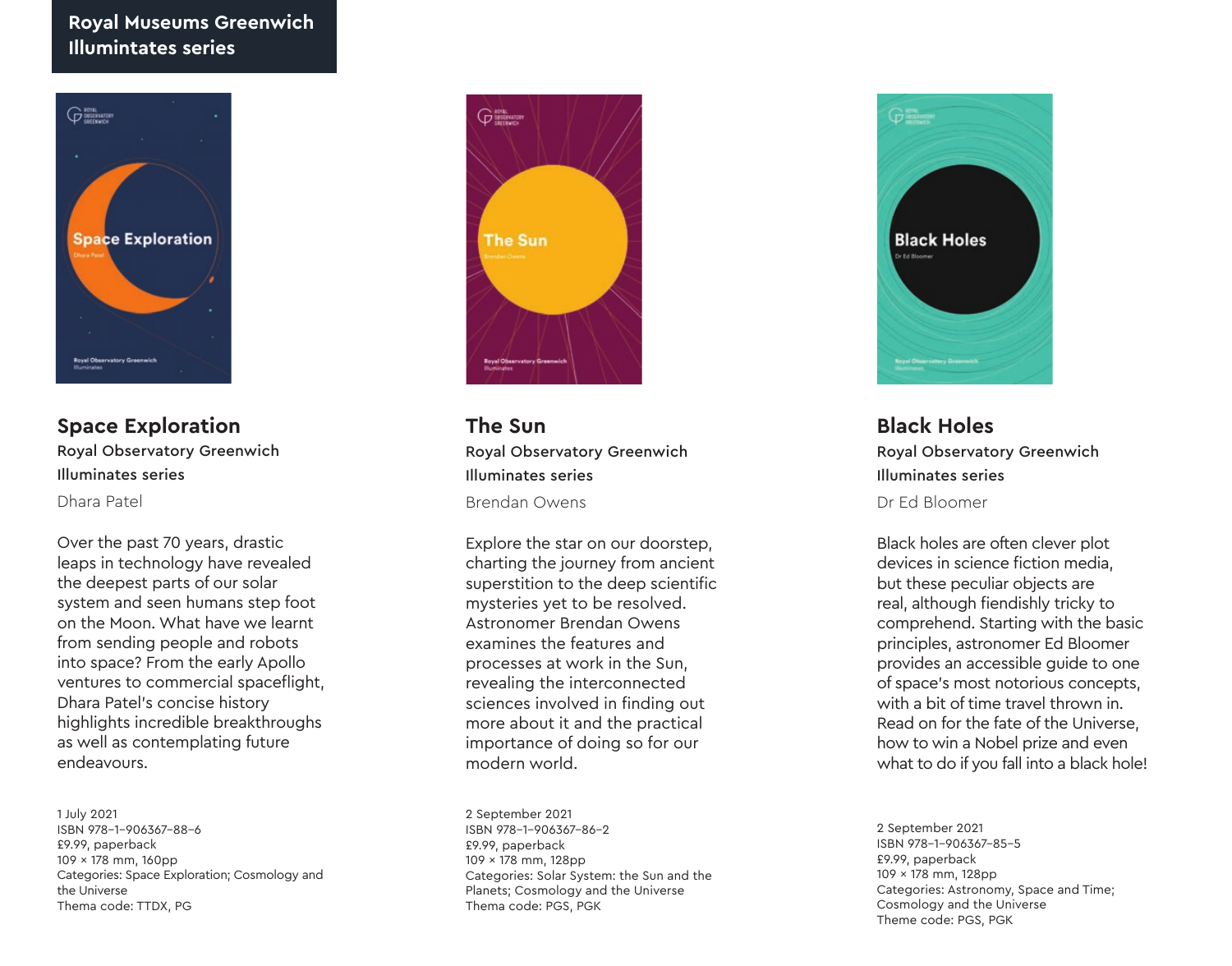# Royal Museums Greenwich Illumintates series

## Space Exploration

**Royal Observatory Greenwich Illuminates series**

Dhara Patel

Over the past 70 years, drastic leaps in technology have revealed the deepest parts of our solar system and seen humans step foot on the Moon. What have we learnt from sending people and robots into space? From the early Apollo ventures to commercial spaceflight, Dhara Patel's concise history highlights incredible breakthroughs as well as contemplating future endeavours.

1 July 2021
ISBN 978-1-906367-88-6
£9.99, paperback
109 × 178 mm, 160pp
Categories: Space Exploration; Cosmology and the Universe
Thema code: TTDX, PG

## The Sun

**Royal Observatory Greenwich Illuminates series**

Brendan Owens

Explore the star on our doorstep, charting the journey from ancient superstition to the deep scientific mysteries yet to be resolved. Astronomer Brendan Owens examines the features and processes at work in the Sun, revealing the interconnected sciences involved in finding out more about it and the practical importance of doing so for our modern world.

2 September 2021
ISBN 978-1-906367-86-2
£9.99, paperback
109 × 178 mm, 128pp
Categories: Solar System: the Sun and the Planets; Cosmology and the Universe
Thema code: PGS, PGK

## Black Holes

**Royal Observatory Greenwich Illuminates series**

Dr Ed Bloomer

Black holes are often clever plot devices in science fiction media, but these peculiar objects are real, although fiendishly tricky to comprehend. Starting with the basic principles, astronomer Ed Bloomer provides an accessible guide to one of space's most notorious concepts, with a bit of time travel thrown in. Read on for the fate of the Universe, how to win a Nobel prize and even what to do if you fall into a black hole!

2 September 2021
ISBN 978-1-906367-85-5
£9.99, paperback
109 × 178 mm, 128pp
Categories: Astronomy, Space and Time; Cosmology and the Universe
Theme code: PGS, PGK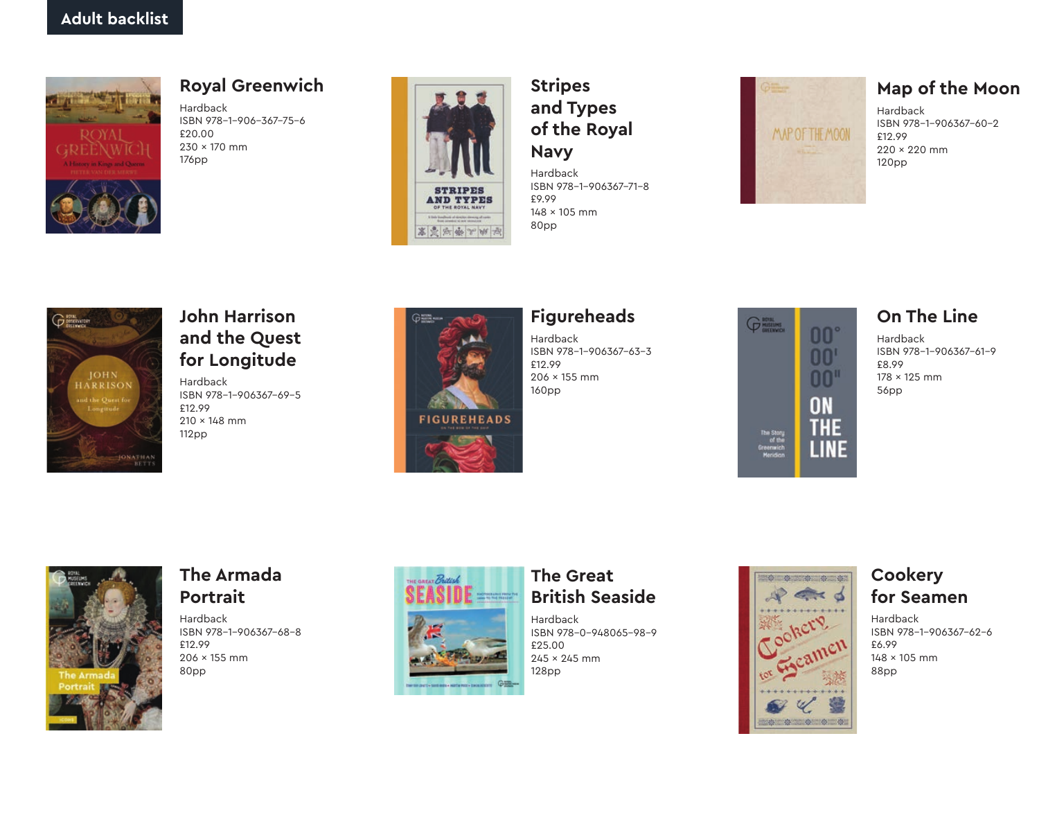# Adult backlist

### Royal Greenwich

Hardback
ISBN 978–1–906–367–75–6
£20.00
230 × 170 mm
176pp

### Stripes and Types of the Royal Navy

Hardback
ISBN 978–1–906367–71–8
£9.99
148 × 105 mm
80pp

### Map of the Moon

Hardback
ISBN 978–1–906367–60–2
£12.99
220 × 220 mm
120pp

### John Harrison and the Quest for Longitude

Hardback
ISBN 978–1–906367–69–5
£12.99
210 × 148 mm
112pp

### Figureheads

Hardback
ISBN 978–1–906367–63–3
£12.99
206 × 155 mm
160pp

### On The Line

Hardback
ISBN 978–1–906367–61–9
£8.99
178 × 125 mm
56pp

### The Armada Portrait

Hardback
ISBN 978–1–906367–68–8
£12.99
206 × 155 mm
80pp

### The Great British Seaside

Hardback
ISBN 978–0–948065–98–9
£25.00
245 × 245 mm
128pp

### Cookery for Seamen

Hardback
ISBN 978–1–906367–62–6
£6.99
148 × 105 mm
88pp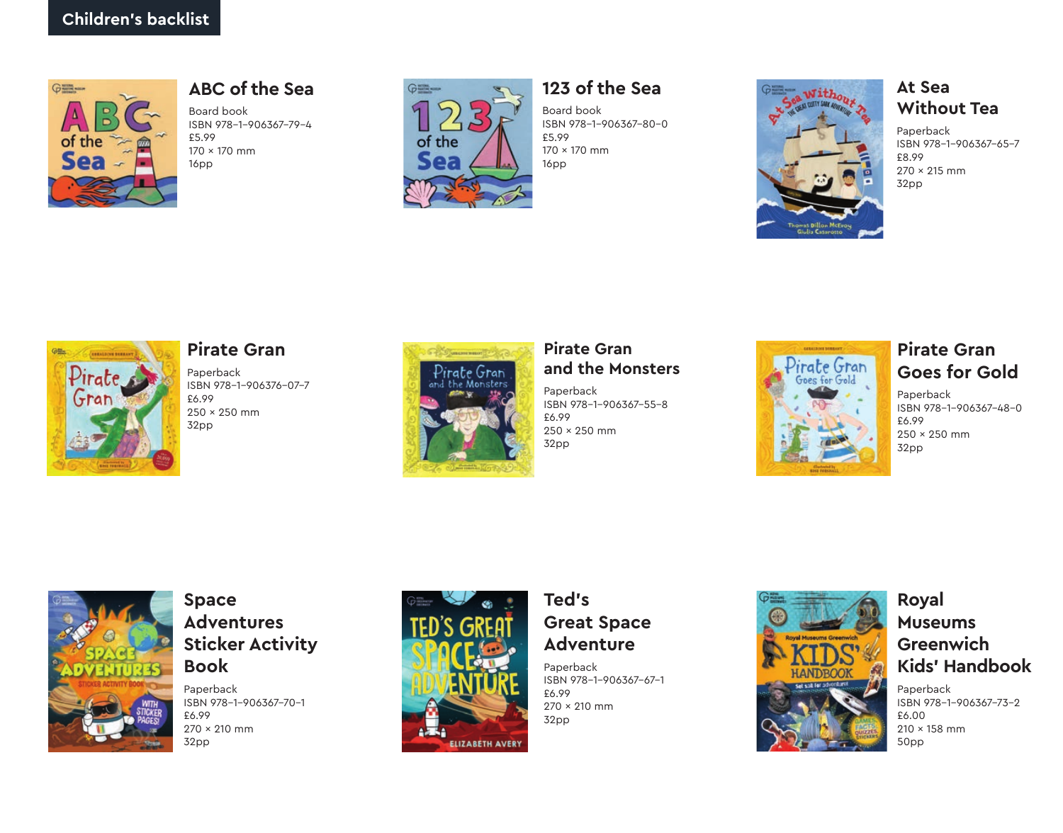# Children's backlist

## ABC of the Sea

Board book
ISBN 978–1–906367–79–4
£5.99
170 × 170 mm
16pp

## 123 of the Sea

Board book
ISBN 978–1–906367–80–0
£5.99
170 × 170 mm
16pp

## At Sea Without Tea

Paperback
ISBN 978–1–906367–65–7
£8.99
270 × 215 mm
32pp

## Pirate Gran

Paperback
ISBN 978–1–906376–07–7
£6.99
250 × 250 mm
32pp

## Pirate Gran and the Monsters

Paperback
ISBN 978–1–906367–55–8
£6.99
250 × 250 mm
32pp

## Pirate Gran Goes for Gold

Paperback
ISBN 978–1–906367–48–0
£6.99
250 × 250 mm
32pp

## Space Adventures Sticker Activity Book

Paperback
ISBN 978–1–906367–70–1
£6.99
270 × 210 mm
32pp

## Ted's Great Space Adventure

Paperback
ISBN 978–1–906367–67–1
£6.99
270 × 210 mm
32pp

## Royal Museums Greenwich Kids' Handbook

Paperback
ISBN 978–1–906367–73–2
£6.00
210 × 158 mm
50pp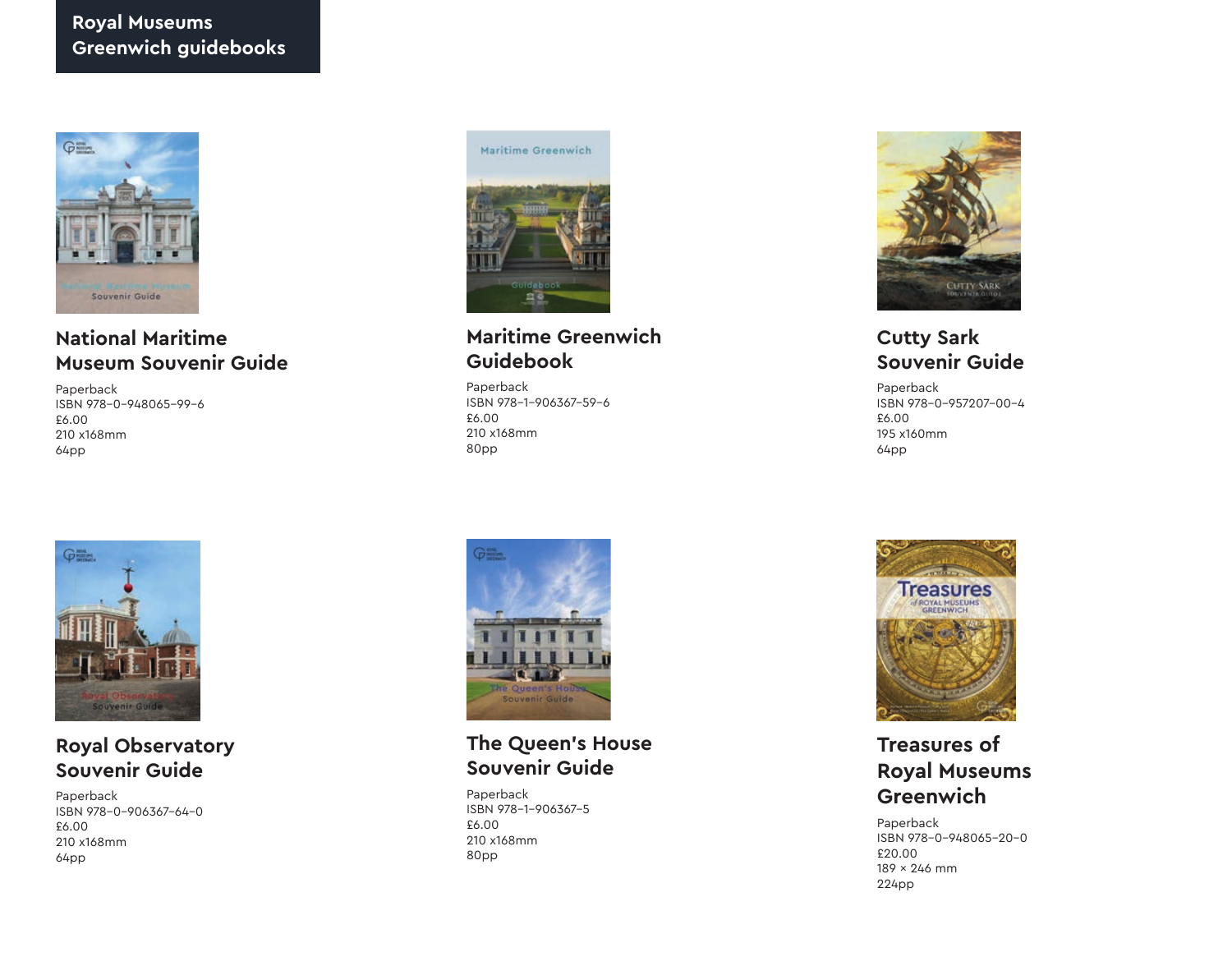# Royal Museums Greenwich guidebooks

## National Maritime Museum Souvenir Guide

Paperback
ISBN 978-0-948065-99-6
£6.00
210 x168mm
64pp

## Maritime Greenwich Guidebook

Paperback
ISBN 978-1-906367-59-6
£6.00
210 x168mm
80pp

## Cutty Sark Souvenir Guide

Paperback
ISBN 978-0-957207-00-4
£6.00
195 x160mm
64pp

## Royal Observatory Souvenir Guide

Paperback
ISBN 978-0-906367-64-0
£6.00
210 x168mm
64pp

## The Queen's House Souvenir Guide

Paperback
ISBN 978-1-906367-5
£6.00
210 x168mm
80pp

## Treasures of Royal Museums Greenwich

Paperback
ISBN 978-0-948065-20-0
£20.00
189 × 246 mm
224pp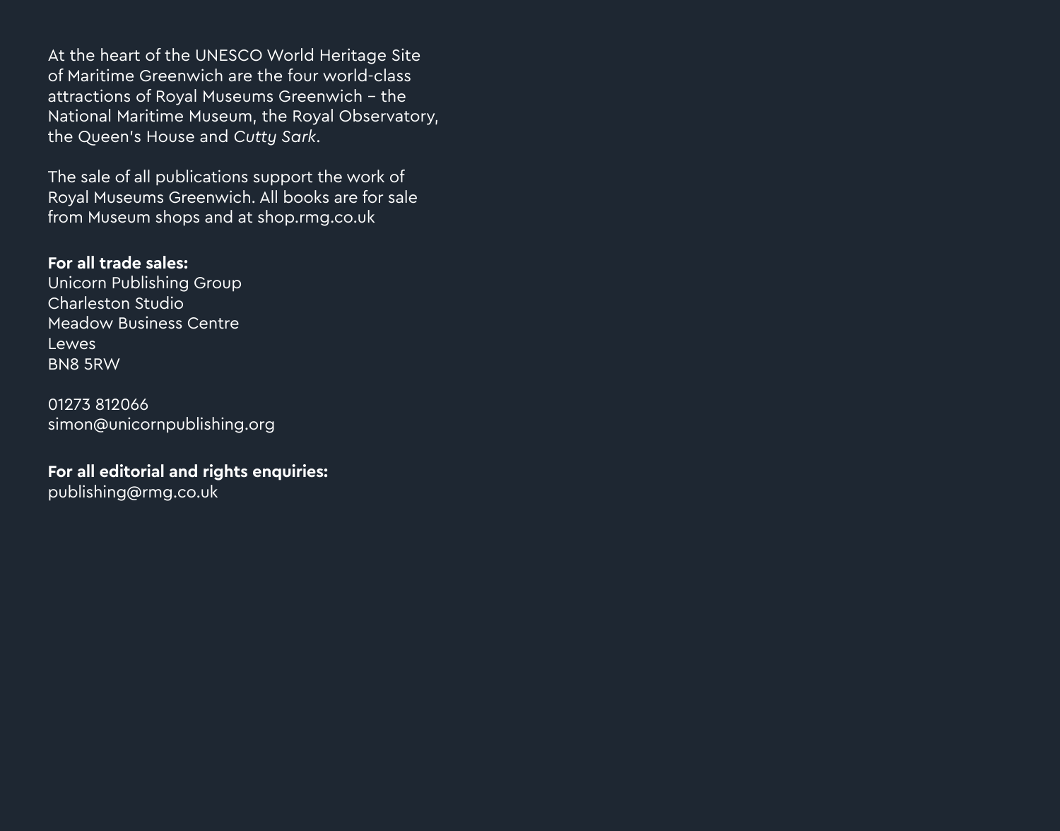At the heart of the UNESCO World Heritage Site of Maritime Greenwich are the four world-class attractions of Royal Museums Greenwich – the National Maritime Museum, the Royal Observatory, the Queen's House and *Cutty Sark*.

The sale of all publications support the work of Royal Museums Greenwich. All books are for sale from Museum shops and at shop.rmg.co.uk

**For all trade sales:**
Unicorn Publishing Group
Charleston Studio
Meadow Business Centre
Lewes
BN8 5RW

01273 812066
simon@unicornpublishing.org

**For all editorial and rights enquiries:**
publishing@rmg.co.uk